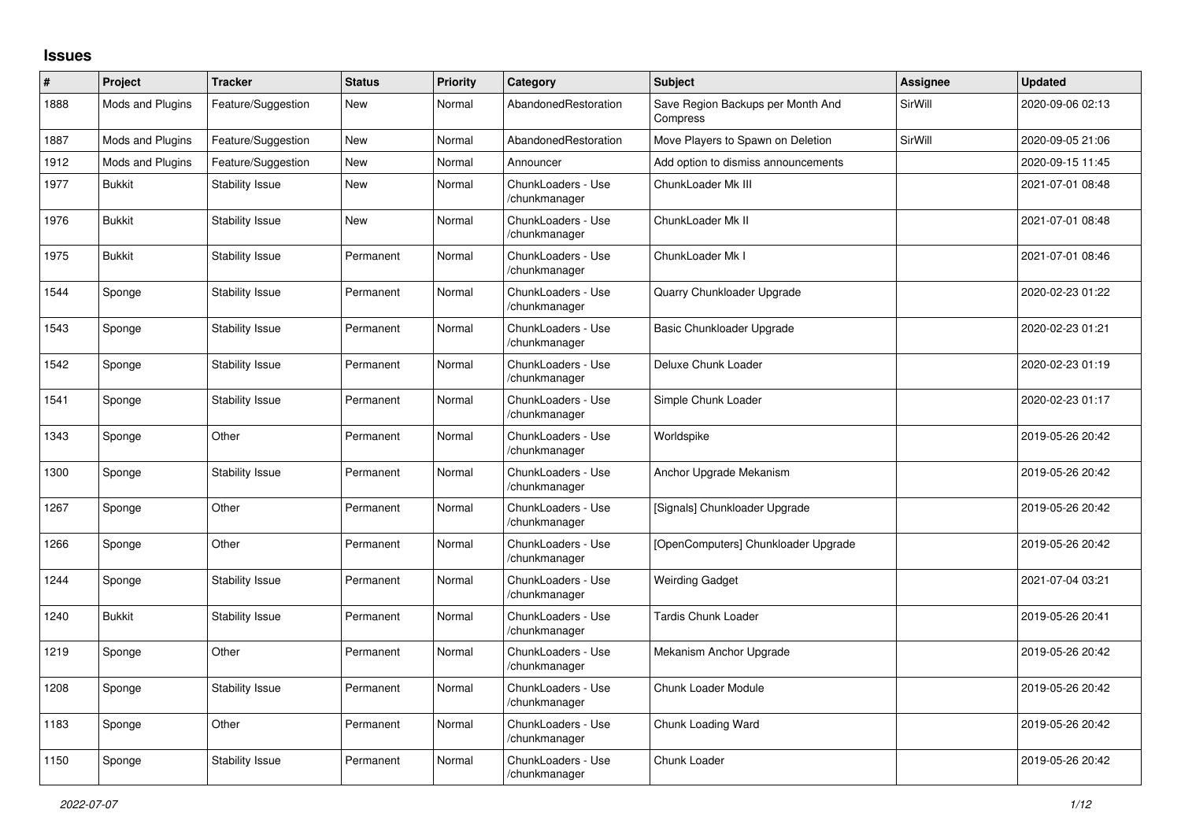## Issues

| # | Project | Tracker | Status | Priority | Category | Subject | Assignee | Updated |
|---|---|---|---|---|---|---|---|---|
| 1888 | Mods and Plugins | Feature/Suggestion | New | Normal | AbandonedRestoration | Save Region Backups per Month And Compress | SirWill | 2020-09-06 02:13 |
| 1887 | Mods and Plugins | Feature/Suggestion | New | Normal | AbandonedRestoration | Move Players to Spawn on Deletion | SirWill | 2020-09-05 21:06 |
| 1912 | Mods and Plugins | Feature/Suggestion | New | Normal | Announcer | Add option to dismiss announcements | | 2020-09-15 11:45 |
| 1977 | Bukkit | Stability Issue | New | Normal | ChunkLoaders - Use /chunkmanager | ChunkLoader Mk III | | 2021-07-01 08:48 |
| 1976 | Bukkit | Stability Issue | New | Normal | ChunkLoaders - Use /chunkmanager | ChunkLoader Mk II | | 2021-07-01 08:48 |
| 1975 | Bukkit | Stability Issue | Permanent | Normal | ChunkLoaders - Use /chunkmanager | ChunkLoader Mk I | | 2021-07-01 08:46 |
| 1544 | Sponge | Stability Issue | Permanent | Normal | ChunkLoaders - Use /chunkmanager | Quarry Chunkloader Upgrade | | 2020-02-23 01:22 |
| 1543 | Sponge | Stability Issue | Permanent | Normal | ChunkLoaders - Use /chunkmanager | Basic Chunkloader Upgrade | | 2020-02-23 01:21 |
| 1542 | Sponge | Stability Issue | Permanent | Normal | ChunkLoaders - Use /chunkmanager | Deluxe Chunk Loader | | 2020-02-23 01:19 |
| 1541 | Sponge | Stability Issue | Permanent | Normal | ChunkLoaders - Use /chunkmanager | Simple Chunk Loader | | 2020-02-23 01:17 |
| 1343 | Sponge | Other | Permanent | Normal | ChunkLoaders - Use /chunkmanager | Worldspike | | 2019-05-26 20:42 |
| 1300 | Sponge | Stability Issue | Permanent | Normal | ChunkLoaders - Use /chunkmanager | Anchor Upgrade Mekanism | | 2019-05-26 20:42 |
| 1267 | Sponge | Other | Permanent | Normal | ChunkLoaders - Use /chunkmanager | [Signals] Chunkloader Upgrade | | 2019-05-26 20:42 |
| 1266 | Sponge | Other | Permanent | Normal | ChunkLoaders - Use /chunkmanager | [OpenComputers] Chunkloader Upgrade | | 2019-05-26 20:42 |
| 1244 | Sponge | Stability Issue | Permanent | Normal | ChunkLoaders - Use /chunkmanager | Weirding Gadget | | 2021-07-04 03:21 |
| 1240 | Bukkit | Stability Issue | Permanent | Normal | ChunkLoaders - Use /chunkmanager | Tardis Chunk Loader | | 2019-05-26 20:41 |
| 1219 | Sponge | Other | Permanent | Normal | ChunkLoaders - Use /chunkmanager | Mekanism Anchor Upgrade | | 2019-05-26 20:42 |
| 1208 | Sponge | Stability Issue | Permanent | Normal | ChunkLoaders - Use /chunkmanager | Chunk Loader Module | | 2019-05-26 20:42 |
| 1183 | Sponge | Other | Permanent | Normal | ChunkLoaders - Use /chunkmanager | Chunk Loading Ward | | 2019-05-26 20:42 |
| 1150 | Sponge | Stability Issue | Permanent | Normal | ChunkLoaders - Use /chunkmanager | Chunk Loader | | 2019-05-26 20:42 |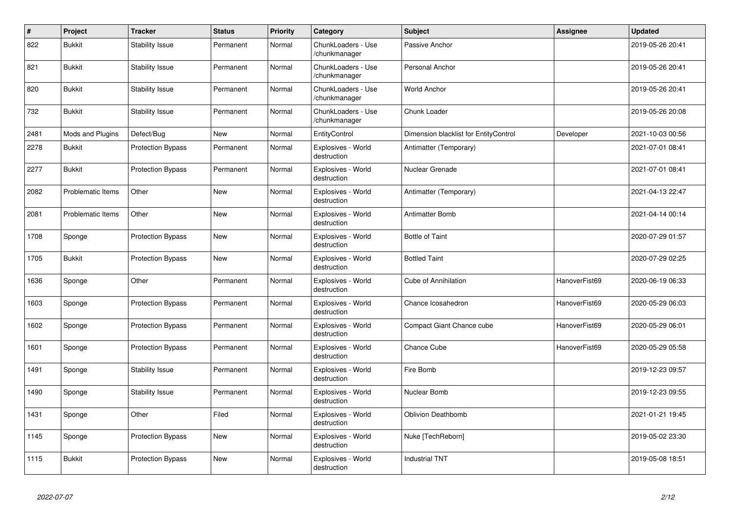| # | Project | Tracker | Status | Priority | Category | Subject | Assignee | Updated |
|---|---|---|---|---|---|---|---|---|
| 822 | Bukkit | Stability Issue | Permanent | Normal | ChunkLoaders - Use /chunkmanager | Passive Anchor | | 2019-05-26 20:41 |
| 821 | Bukkit | Stability Issue | Permanent | Normal | ChunkLoaders - Use /chunkmanager | Personal Anchor | | 2019-05-26 20:41 |
| 820 | Bukkit | Stability Issue | Permanent | Normal | ChunkLoaders - Use /chunkmanager | World Anchor | | 2019-05-26 20:41 |
| 732 | Bukkit | Stability Issue | Permanent | Normal | ChunkLoaders - Use /chunkmanager | Chunk Loader | | 2019-05-26 20:08 |
| 2481 | Mods and Plugins | Defect/Bug | New | Normal | EntityControl | Dimension blacklist for EntityControl | Developer | 2021-10-03 00:56 |
| 2278 | Bukkit | Protection Bypass | Permanent | Normal | Explosives - World destruction | Antimatter (Temporary) | | 2021-07-01 08:41 |
| 2277 | Bukkit | Protection Bypass | Permanent | Normal | Explosives - World destruction | Nuclear Grenade | | 2021-07-01 08:41 |
| 2082 | Problematic Items | Other | New | Normal | Explosives - World destruction | Antimatter (Temporary) | | 2021-04-13 22:47 |
| 2081 | Problematic Items | Other | New | Normal | Explosives - World destruction | Antimatter Bomb | | 2021-04-14 00:14 |
| 1708 | Sponge | Protection Bypass | New | Normal | Explosives - World destruction | Bottle of Taint | | 2020-07-29 01:57 |
| 1705 | Bukkit | Protection Bypass | New | Normal | Explosives - World destruction | Bottled Taint | | 2020-07-29 02:25 |
| 1636 | Sponge | Other | Permanent | Normal | Explosives - World destruction | Cube of Annihilation | HanoverFist69 | 2020-06-19 06:33 |
| 1603 | Sponge | Protection Bypass | Permanent | Normal | Explosives - World destruction | Chance Icosahedron | HanoverFist69 | 2020-05-29 06:03 |
| 1602 | Sponge | Protection Bypass | Permanent | Normal | Explosives - World destruction | Compact Giant Chance cube | HanoverFist69 | 2020-05-29 06:01 |
| 1601 | Sponge | Protection Bypass | Permanent | Normal | Explosives - World destruction | Chance Cube | HanoverFist69 | 2020-05-29 05:58 |
| 1491 | Sponge | Stability Issue | Permanent | Normal | Explosives - World destruction | Fire Bomb | | 2019-12-23 09:57 |
| 1490 | Sponge | Stability Issue | Permanent | Normal | Explosives - World destruction | Nuclear Bomb | | 2019-12-23 09:55 |
| 1431 | Sponge | Other | Filed | Normal | Explosives - World destruction | Oblivion Deathbomb | | 2021-01-21 19:45 |
| 1145 | Sponge | Protection Bypass | New | Normal | Explosives - World destruction | Nuke [TechReborn] | | 2019-05-02 23:30 |
| 1115 | Bukkit | Protection Bypass | New | Normal | Explosives - World destruction | Industrial TNT | | 2019-05-08 18:51 |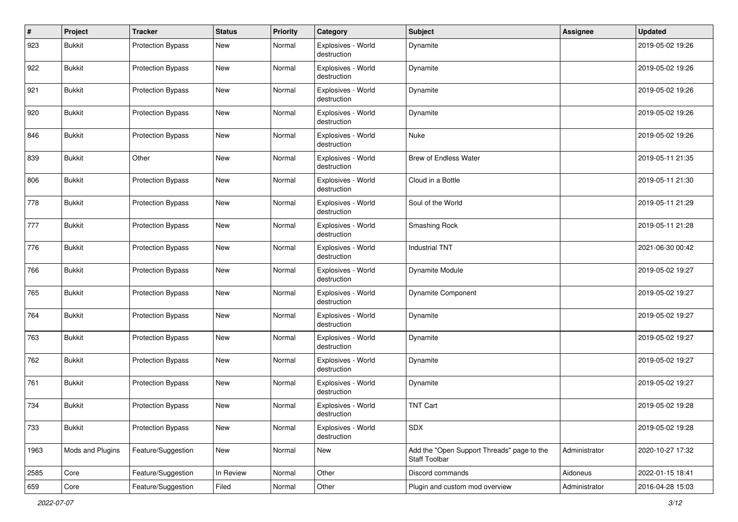| # | Project | Tracker | Status | Priority | Category | Subject | Assignee | Updated |
|---|---|---|---|---|---|---|---|---|
| 923 | Bukkit | Protection Bypass | New | Normal | Explosives - World destruction | Dynamite | | 2019-05-02 19:26 |
| 922 | Bukkit | Protection Bypass | New | Normal | Explosives - World destruction | Dynamite | | 2019-05-02 19:26 |
| 921 | Bukkit | Protection Bypass | New | Normal | Explosives - World destruction | Dynamite | | 2019-05-02 19:26 |
| 920 | Bukkit | Protection Bypass | New | Normal | Explosives - World destruction | Dynamite | | 2019-05-02 19:26 |
| 846 | Bukkit | Protection Bypass | New | Normal | Explosives - World destruction | Nuke | | 2019-05-02 19:26 |
| 839 | Bukkit | Other | New | Normal | Explosives - World destruction | Brew of Endless Water | | 2019-05-11 21:35 |
| 806 | Bukkit | Protection Bypass | New | Normal | Explosives - World destruction | Cloud in a Bottle | | 2019-05-11 21:30 |
| 778 | Bukkit | Protection Bypass | New | Normal | Explosives - World destruction | Soul of the World | | 2019-05-11 21:29 |
| 777 | Bukkit | Protection Bypass | New | Normal | Explosives - World destruction | Smashing Rock | | 2019-05-11 21:28 |
| 776 | Bukkit | Protection Bypass | New | Normal | Explosives - World destruction | Industrial TNT | | 2021-06-30 00:42 |
| 766 | Bukkit | Protection Bypass | New | Normal | Explosives - World destruction | Dynamite Module | | 2019-05-02 19:27 |
| 765 | Bukkit | Protection Bypass | New | Normal | Explosives - World destruction | Dynamite Component | | 2019-05-02 19:27 |
| 764 | Bukkit | Protection Bypass | New | Normal | Explosives - World destruction | Dynamite | | 2019-05-02 19:27 |
| 763 | Bukkit | Protection Bypass | New | Normal | Explosives - World destruction | Dynamite | | 2019-05-02 19:27 |
| 762 | Bukkit | Protection Bypass | New | Normal | Explosives - World destruction | Dynamite | | 2019-05-02 19:27 |
| 761 | Bukkit | Protection Bypass | New | Normal | Explosives - World destruction | Dynamite | | 2019-05-02 19:27 |
| 734 | Bukkit | Protection Bypass | New | Normal | Explosives - World destruction | TNT Cart | | 2019-05-02 19:28 |
| 733 | Bukkit | Protection Bypass | New | Normal | Explosives - World destruction | SDX | | 2019-05-02 19:28 |
| 1963 | Mods and Plugins | Feature/Suggestion | New | Normal | New | Add the "Open Support Threads" page to the Staff Toolbar | Administrator | 2020-10-27 17:32 |
| 2585 | Core | Feature/Suggestion | In Review | Normal | Other | Discord commands | Aidoneus | 2022-01-15 18:41 |
| 659 | Core | Feature/Suggestion | Filed | Normal | Other | Plugin and custom mod overview | Administrator | 2016-04-28 15:03 |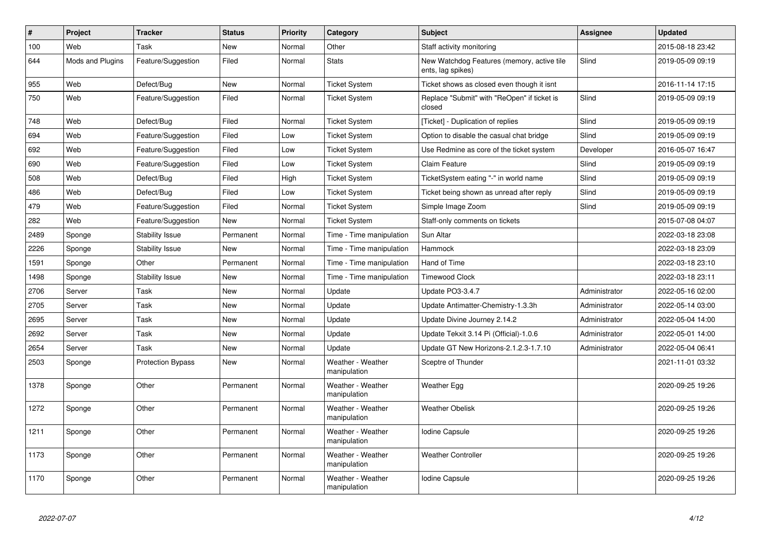| # | Project | Tracker | Status | Priority | Category | Subject | Assignee | Updated |
|---|---|---|---|---|---|---|---|---|
| 100 | Web | Task | New | Normal | Other | Staff activity monitoring | | 2015-08-18 23:42 |
| 644 | Mods and Plugins | Feature/Suggestion | Filed | Normal | Stats | New Watchdog Features (memory, active tile ents, lag spikes) | Slind | 2019-05-09 09:19 |
| 955 | Web | Defect/Bug | New | Normal | Ticket System | Ticket shows as closed even though it isnt | | 2016-11-14 17:15 |
| 750 | Web | Feature/Suggestion | Filed | Normal | Ticket System | Replace "Submit" with "ReOpen" if ticket is closed | Slind | 2019-05-09 09:19 |
| 748 | Web | Defect/Bug | Filed | Normal | Ticket System | [Ticket] - Duplication of replies | Slind | 2019-05-09 09:19 |
| 694 | Web | Feature/Suggestion | Filed | Low | Ticket System | Option to disable the casual chat bridge | Slind | 2019-05-09 09:19 |
| 692 | Web | Feature/Suggestion | Filed | Low | Ticket System | Use Redmine as core of the ticket system | Developer | 2016-05-07 16:47 |
| 690 | Web | Feature/Suggestion | Filed | Low | Ticket System | Claim Feature | Slind | 2019-05-09 09:19 |
| 508 | Web | Defect/Bug | Filed | High | Ticket System | TicketSystem eating "-" in world name | Slind | 2019-05-09 09:19 |
| 486 | Web | Defect/Bug | Filed | Low | Ticket System | Ticket being shown as unread after reply | Slind | 2019-05-09 09:19 |
| 479 | Web | Feature/Suggestion | Filed | Normal | Ticket System | Simple Image Zoom | Slind | 2019-05-09 09:19 |
| 282 | Web | Feature/Suggestion | New | Normal | Ticket System | Staff-only comments on tickets | | 2015-07-08 04:07 |
| 2489 | Sponge | Stability Issue | Permanent | Normal | Time - Time manipulation | Sun Altar | | 2022-03-18 23:08 |
| 2226 | Sponge | Stability Issue | New | Normal | Time - Time manipulation | Hammock | | 2022-03-18 23:09 |
| 1591 | Sponge | Other | Permanent | Normal | Time - Time manipulation | Hand of Time | | 2022-03-18 23:10 |
| 1498 | Sponge | Stability Issue | New | Normal | Time - Time manipulation | Timewood Clock | | 2022-03-18 23:11 |
| 2706 | Server | Task | New | Normal | Update | Update PO3-3.4.7 | Administrator | 2022-05-16 02:00 |
| 2705 | Server | Task | New | Normal | Update | Update Antimatter-Chemistry-1.3.3h | Administrator | 2022-05-14 03:00 |
| 2695 | Server | Task | New | Normal | Update | Update Divine Journey 2.14.2 | Administrator | 2022-05-04 14:00 |
| 2692 | Server | Task | New | Normal | Update | Update Tekxit 3.14 Pi (Official)-1.0.6 | Administrator | 2022-05-01 14:00 |
| 2654 | Server | Task | New | Normal | Update | Update GT New Horizons-2.1.2.3-1.7.10 | Administrator | 2022-05-04 06:41 |
| 2503 | Sponge | Protection Bypass | New | Normal | Weather - Weather manipulation | Sceptre of Thunder | | 2021-11-01 03:32 |
| 1378 | Sponge | Other | Permanent | Normal | Weather - Weather manipulation | Weather Egg | | 2020-09-25 19:26 |
| 1272 | Sponge | Other | Permanent | Normal | Weather - Weather manipulation | Weather Obelisk | | 2020-09-25 19:26 |
| 1211 | Sponge | Other | Permanent | Normal | Weather - Weather manipulation | Iodine Capsule | | 2020-09-25 19:26 |
| 1173 | Sponge | Other | Permanent | Normal | Weather - Weather manipulation | Weather Controller | | 2020-09-25 19:26 |
| 1170 | Sponge | Other | Permanent | Normal | Weather - Weather manipulation | Iodine Capsule | | 2020-09-25 19:26 |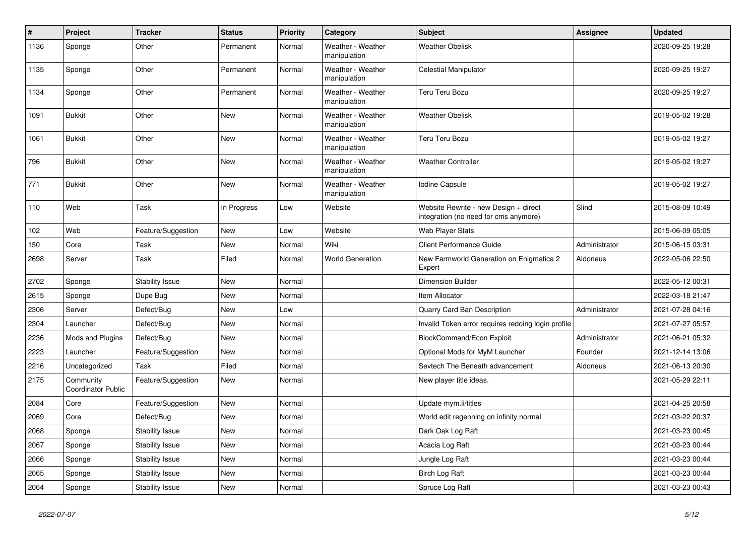| # | Project | Tracker | Status | Priority | Category | Subject | Assignee | Updated |
|---|---|---|---|---|---|---|---|---|
| 1136 | Sponge | Other | Permanent | Normal | Weather - Weather manipulation | Weather Obelisk | | 2020-09-25 19:28 |
| 1135 | Sponge | Other | Permanent | Normal | Weather - Weather manipulation | Celestial Manipulator | | 2020-09-25 19:27 |
| 1134 | Sponge | Other | Permanent | Normal | Weather - Weather manipulation | Teru Teru Bozu | | 2020-09-25 19:27 |
| 1091 | Bukkit | Other | New | Normal | Weather - Weather manipulation | Weather Obelisk | | 2019-05-02 19:28 |
| 1061 | Bukkit | Other | New | Normal | Weather - Weather manipulation | Teru Teru Bozu | | 2019-05-02 19:27 |
| 796 | Bukkit | Other | New | Normal | Weather - Weather manipulation | Weather Controller | | 2019-05-02 19:27 |
| 771 | Bukkit | Other | New | Normal | Weather - Weather manipulation | Iodine Capsule | | 2019-05-02 19:27 |
| 110 | Web | Task | In Progress | Low | Website | Website Rewrite - new Design + direct integration (no need for cms anymore) | Slind | 2015-08-09 10:49 |
| 102 | Web | Feature/Suggestion | New | Low | Website | Web Player Stats | | 2015-06-09 05:05 |
| 150 | Core | Task | New | Normal | Wiki | Client Performance Guide | Administrator | 2015-06-15 03:31 |
| 2698 | Server | Task | Filed | Normal | World Generation | New Farmworld Generation on Enigmatica 2 Expert | Aidoneus | 2022-05-06 22:50 |
| 2702 | Sponge | Stability Issue | New | Normal | | Dimension Builder | | 2022-05-12 00:31 |
| 2615 | Sponge | Dupe Bug | New | Normal | | Item Allocator | | 2022-03-18 21:47 |
| 2306 | Server | Defect/Bug | New | Low | | Quarry Card Ban Description | Administrator | 2021-07-28 04:16 |
| 2304 | Launcher | Defect/Bug | New | Normal | | Invalid Token error requires redoing login profile | | 2021-07-27 05:57 |
| 2236 | Mods and Plugins | Defect/Bug | New | Normal | | BlockCommand/Econ Exploit | Administrator | 2021-06-21 05:32 |
| 2223 | Launcher | Feature/Suggestion | New | Normal | | Optional Mods for MyM Launcher | Founder | 2021-12-14 13:06 |
| 2216 | Uncategorized | Task | Filed | Normal | | Sevtech The Beneath advancement | Aidoneus | 2021-06-13 20:30 |
| 2175 | Community Coordinator Public | Feature/Suggestion | New | Normal | | New player title ideas. | | 2021-05-29 22:11 |
| 2084 | Core | Feature/Suggestion | New | Normal | | Update mym.li/titles | | 2021-04-25 20:58 |
| 2069 | Core | Defect/Bug | New | Normal | | World edit regenning on infinity normal | | 2021-03-22 20:37 |
| 2068 | Sponge | Stability Issue | New | Normal | | Dark Oak Log Raft | | 2021-03-23 00:45 |
| 2067 | Sponge | Stability Issue | New | Normal | | Acacia Log Raft | | 2021-03-23 00:44 |
| 2066 | Sponge | Stability Issue | New | Normal | | Jungle Log Raft | | 2021-03-23 00:44 |
| 2065 | Sponge | Stability Issue | New | Normal | | Birch Log Raft | | 2021-03-23 00:44 |
| 2064 | Sponge | Stability Issue | New | Normal | | Spruce Log Raft | | 2021-03-23 00:43 |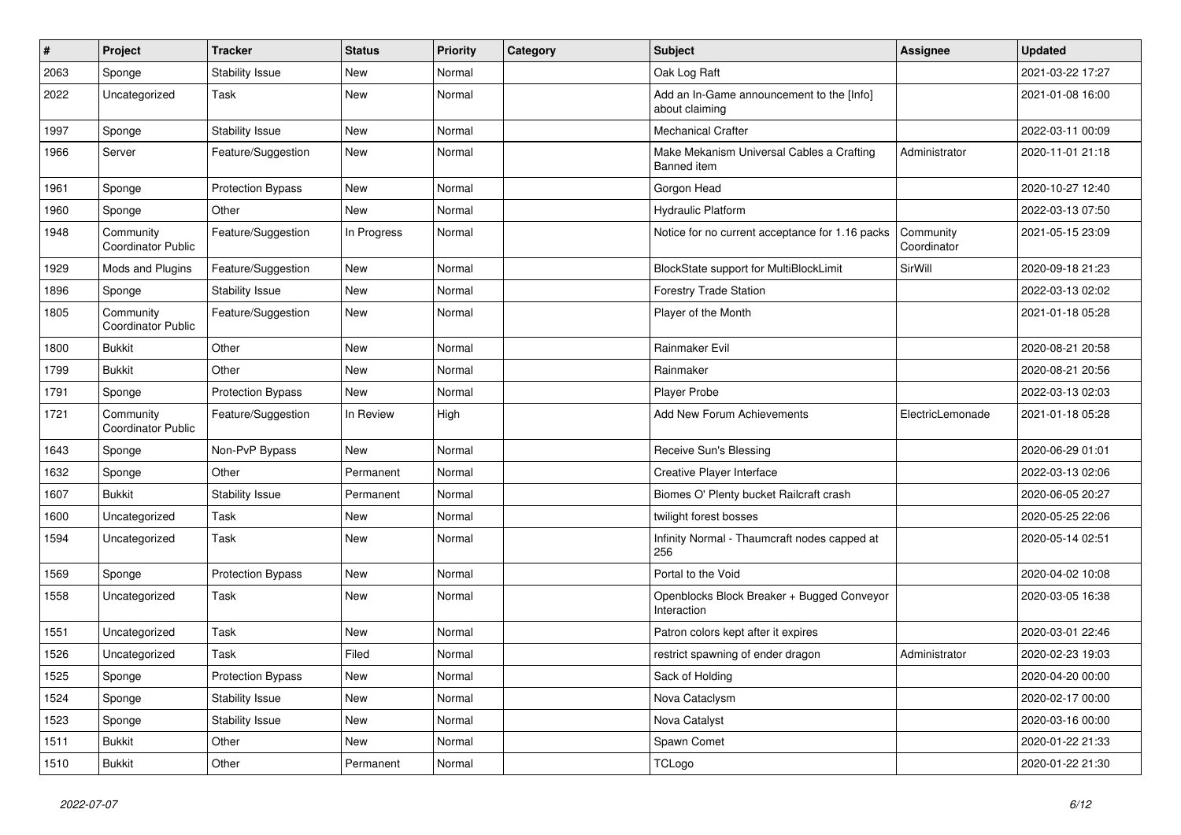| # | Project | Tracker | Status | Priority | Category | Subject | Assignee | Updated |
|---|---|---|---|---|---|---|---|---|
| 2063 | Sponge | Stability Issue | New | Normal | | Oak Log Raft | | 2021-03-22 17:27 |
| 2022 | Uncategorized | Task | New | Normal | | Add an In-Game announcement to the [Info] about claiming | | 2021-01-08 16:00 |
| 1997 | Sponge | Stability Issue | New | Normal | | Mechanical Crafter | | 2022-03-11 00:09 |
| 1966 | Server | Feature/Suggestion | New | Normal | | Make Mekanism Universal Cables a Crafting Banned item | Administrator | 2020-11-01 21:18 |
| 1961 | Sponge | Protection Bypass | New | Normal | | Gorgon Head | | 2020-10-27 12:40 |
| 1960 | Sponge | Other | New | Normal | | Hydraulic Platform | | 2022-03-13 07:50 |
| 1948 | Community Coordinator Public | Feature/Suggestion | In Progress | Normal | | Notice for no current acceptance for 1.16 packs | Community Coordinator | 2021-05-15 23:09 |
| 1929 | Mods and Plugins | Feature/Suggestion | New | Normal | | BlockState support for MultiBlockLimit | SirWill | 2020-09-18 21:23 |
| 1896 | Sponge | Stability Issue | New | Normal | | Forestry Trade Station | | 2022-03-13 02:02 |
| 1805 | Community Coordinator Public | Feature/Suggestion | New | Normal | | Player of the Month | | 2021-01-18 05:28 |
| 1800 | Bukkit | Other | New | Normal | | Rainmaker Evil | | 2020-08-21 20:58 |
| 1799 | Bukkit | Other | New | Normal | | Rainmaker | | 2020-08-21 20:56 |
| 1791 | Sponge | Protection Bypass | New | Normal | | Player Probe | | 2022-03-13 02:03 |
| 1721 | Community Coordinator Public | Feature/Suggestion | In Review | High | | Add New Forum Achievements | ElectricLemonade | 2021-01-18 05:28 |
| 1643 | Sponge | Non-PvP Bypass | New | Normal | | Receive Sun's Blessing | | 2020-06-29 01:01 |
| 1632 | Sponge | Other | Permanent | Normal | | Creative Player Interface | | 2022-03-13 02:06 |
| 1607 | Bukkit | Stability Issue | Permanent | Normal | | Biomes O' Plenty bucket Railcraft crash | | 2020-06-05 20:27 |
| 1600 | Uncategorized | Task | New | Normal | | twilight forest bosses | | 2020-05-25 22:06 |
| 1594 | Uncategorized | Task | New | Normal | | Infinity Normal - Thaumcraft nodes capped at 256 | | 2020-05-14 02:51 |
| 1569 | Sponge | Protection Bypass | New | Normal | | Portal to the Void | | 2020-04-02 10:08 |
| 1558 | Uncategorized | Task | New | Normal | | Openblocks Block Breaker + Bugged Conveyor Interaction | | 2020-03-05 16:38 |
| 1551 | Uncategorized | Task | New | Normal | | Patron colors kept after it expires | | 2020-03-01 22:46 |
| 1526 | Uncategorized | Task | Filed | Normal | | restrict spawning of ender dragon | Administrator | 2020-02-23 19:03 |
| 1525 | Sponge | Protection Bypass | New | Normal | | Sack of Holding | | 2020-04-20 00:00 |
| 1524 | Sponge | Stability Issue | New | Normal | | Nova Cataclysm | | 2020-02-17 00:00 |
| 1523 | Sponge | Stability Issue | New | Normal | | Nova Catalyst | | 2020-03-16 00:00 |
| 1511 | Bukkit | Other | New | Normal | | Spawn Comet | | 2020-01-22 21:33 |
| 1510 | Bukkit | Other | Permanent | Normal | | TCLogo | | 2020-01-22 21:30 |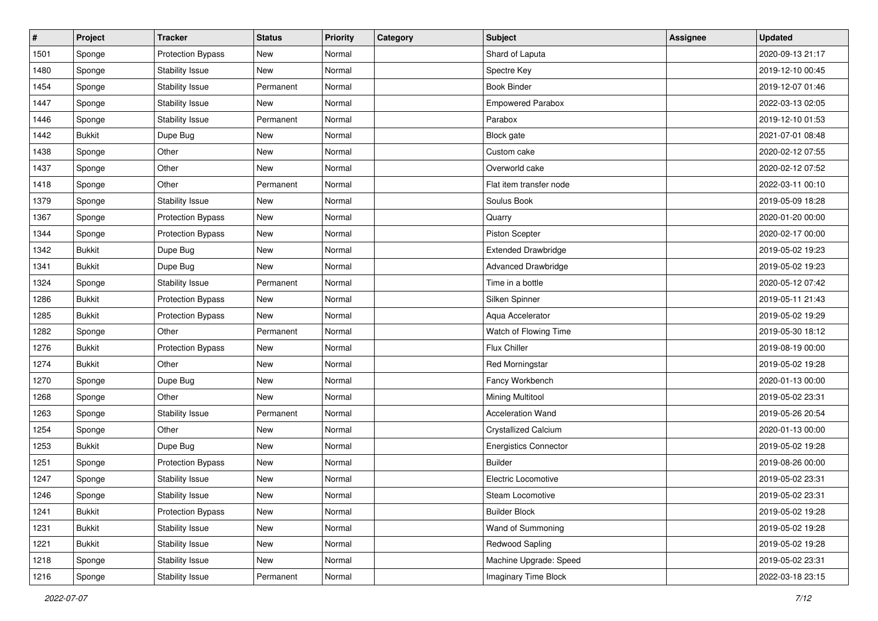| # | Project | Tracker | Status | Priority | Category | Subject | Assignee | Updated |
|---|---|---|---|---|---|---|---|---|
| 1501 | Sponge | Protection Bypass | New | Normal | | Shard of Laputa | | 2020-09-13 21:17 |
| 1480 | Sponge | Stability Issue | New | Normal | | Spectre Key | | 2019-12-10 00:45 |
| 1454 | Sponge | Stability Issue | Permanent | Normal | | Book Binder | | 2019-12-07 01:46 |
| 1447 | Sponge | Stability Issue | New | Normal | | Empowered Parabox | | 2022-03-13 02:05 |
| 1446 | Sponge | Stability Issue | Permanent | Normal | | Parabox | | 2019-12-10 01:53 |
| 1442 | Bukkit | Dupe Bug | New | Normal | | Block gate | | 2021-07-01 08:48 |
| 1438 | Sponge | Other | New | Normal | | Custom cake | | 2020-02-12 07:55 |
| 1437 | Sponge | Other | New | Normal | | Overworld cake | | 2020-02-12 07:52 |
| 1418 | Sponge | Other | Permanent | Normal | | Flat item transfer node | | 2022-03-11 00:10 |
| 1379 | Sponge | Stability Issue | New | Normal | | Soulus Book | | 2019-05-09 18:28 |
| 1367 | Sponge | Protection Bypass | New | Normal | | Quarry | | 2020-01-20 00:00 |
| 1344 | Sponge | Protection Bypass | New | Normal | | Piston Scepter | | 2020-02-17 00:00 |
| 1342 | Bukkit | Dupe Bug | New | Normal | | Extended Drawbridge | | 2019-05-02 19:23 |
| 1341 | Bukkit | Dupe Bug | New | Normal | | Advanced Drawbridge | | 2019-05-02 19:23 |
| 1324 | Sponge | Stability Issue | Permanent | Normal | | Time in a bottle | | 2020-05-12 07:42 |
| 1286 | Bukkit | Protection Bypass | New | Normal | | Silken Spinner | | 2019-05-11 21:43 |
| 1285 | Bukkit | Protection Bypass | New | Normal | | Aqua Accelerator | | 2019-05-02 19:29 |
| 1282 | Sponge | Other | Permanent | Normal | | Watch of Flowing Time | | 2019-05-30 18:12 |
| 1276 | Bukkit | Protection Bypass | New | Normal | | Flux Chiller | | 2019-08-19 00:00 |
| 1274 | Bukkit | Other | New | Normal | | Red Morningstar | | 2019-05-02 19:28 |
| 1270 | Sponge | Dupe Bug | New | Normal | | Fancy Workbench | | 2020-01-13 00:00 |
| 1268 | Sponge | Other | New | Normal | | Mining Multitool | | 2019-05-02 23:31 |
| 1263 | Sponge | Stability Issue | Permanent | Normal | | Acceleration Wand | | 2019-05-26 20:54 |
| 1254 | Sponge | Other | New | Normal | | Crystallized Calcium | | 2020-01-13 00:00 |
| 1253 | Bukkit | Dupe Bug | New | Normal | | Energistics Connector | | 2019-05-02 19:28 |
| 1251 | Sponge | Protection Bypass | New | Normal | | Builder | | 2019-08-26 00:00 |
| 1247 | Sponge | Stability Issue | New | Normal | | Electric Locomotive | | 2019-05-02 23:31 |
| 1246 | Sponge | Stability Issue | New | Normal | | Steam Locomotive | | 2019-05-02 23:31 |
| 1241 | Bukkit | Protection Bypass | New | Normal | | Builder Block | | 2019-05-02 19:28 |
| 1231 | Bukkit | Stability Issue | New | Normal | | Wand of Summoning | | 2019-05-02 19:28 |
| 1221 | Bukkit | Stability Issue | New | Normal | | Redwood Sapling | | 2019-05-02 19:28 |
| 1218 | Sponge | Stability Issue | New | Normal | | Machine Upgrade: Speed | | 2019-05-02 23:31 |
| 1216 | Sponge | Stability Issue | Permanent | Normal | | Imaginary Time Block | | 2022-03-18 23:15 |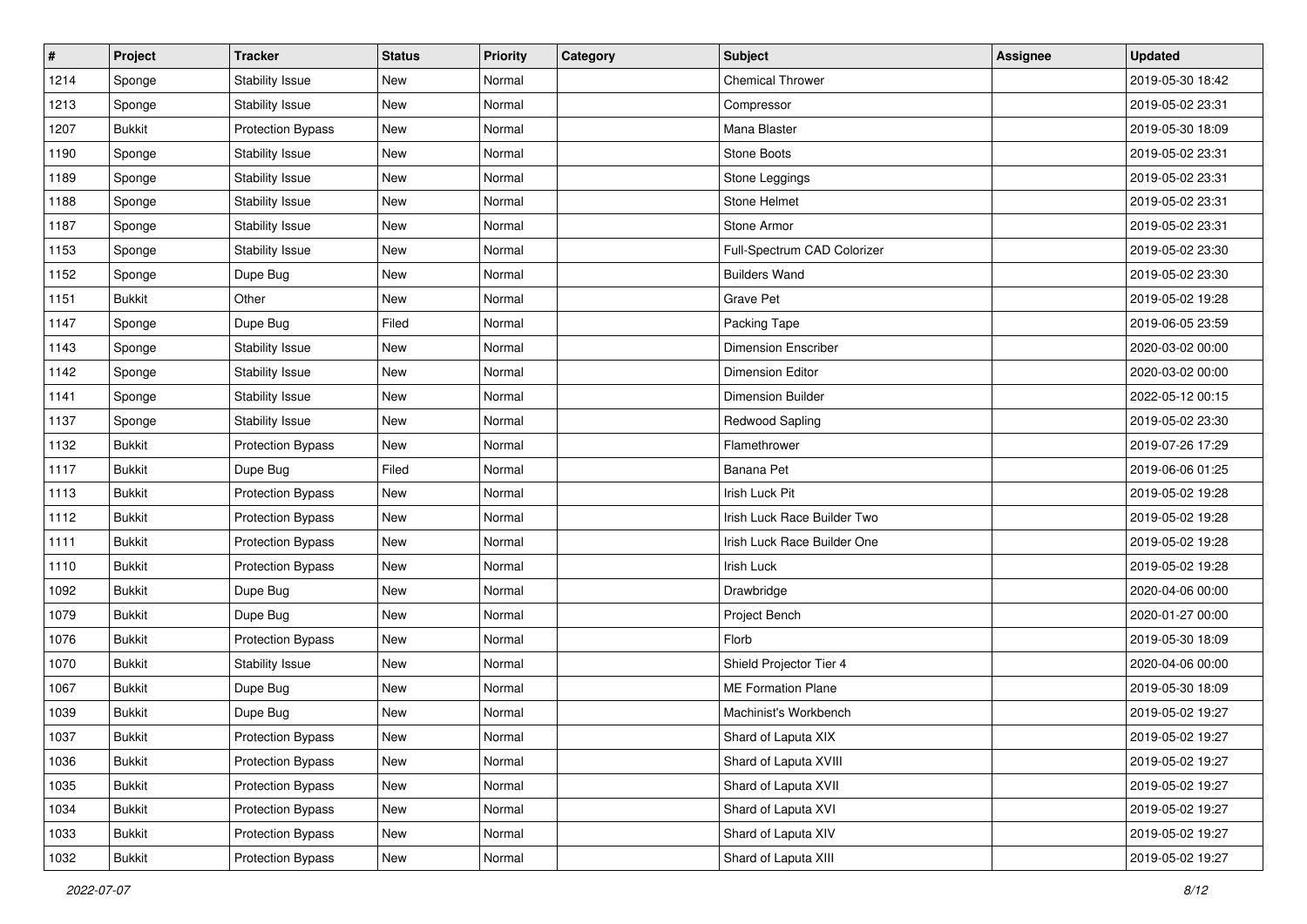| # | Project | Tracker | Status | Priority | Category | Subject | Assignee | Updated |
|---|---|---|---|---|---|---|---|---|
| 1214 | Sponge | Stability Issue | New | Normal | | Chemical Thrower | | 2019-05-30 18:42 |
| 1213 | Sponge | Stability Issue | New | Normal | | Compressor | | 2019-05-02 23:31 |
| 1207 | Bukkit | Protection Bypass | New | Normal | | Mana Blaster | | 2019-05-30 18:09 |
| 1190 | Sponge | Stability Issue | New | Normal | | Stone Boots | | 2019-05-02 23:31 |
| 1189 | Sponge | Stability Issue | New | Normal | | Stone Leggings | | 2019-05-02 23:31 |
| 1188 | Sponge | Stability Issue | New | Normal | | Stone Helmet | | 2019-05-02 23:31 |
| 1187 | Sponge | Stability Issue | New | Normal | | Stone Armor | | 2019-05-02 23:31 |
| 1153 | Sponge | Stability Issue | New | Normal | | Full-Spectrum CAD Colorizer | | 2019-05-02 23:30 |
| 1152 | Sponge | Dupe Bug | New | Normal | | Builders Wand | | 2019-05-02 23:30 |
| 1151 | Bukkit | Other | New | Normal | | Grave Pet | | 2019-05-02 19:28 |
| 1147 | Sponge | Dupe Bug | Filed | Normal | | Packing Tape | | 2019-06-05 23:59 |
| 1143 | Sponge | Stability Issue | New | Normal | | Dimension Enscriber | | 2020-03-02 00:00 |
| 1142 | Sponge | Stability Issue | New | Normal | | Dimension Editor | | 2020-03-02 00:00 |
| 1141 | Sponge | Stability Issue | New | Normal | | Dimension Builder | | 2022-05-12 00:15 |
| 1137 | Sponge | Stability Issue | New | Normal | | Redwood Sapling | | 2019-05-02 23:30 |
| 1132 | Bukkit | Protection Bypass | New | Normal | | Flamethrower | | 2019-07-26 17:29 |
| 1117 | Bukkit | Dupe Bug | Filed | Normal | | Banana Pet | | 2019-06-06 01:25 |
| 1113 | Bukkit | Protection Bypass | New | Normal | | Irish Luck Pit | | 2019-05-02 19:28 |
| 1112 | Bukkit | Protection Bypass | New | Normal | | Irish Luck Race Builder Two | | 2019-05-02 19:28 |
| 1111 | Bukkit | Protection Bypass | New | Normal | | Irish Luck Race Builder One | | 2019-05-02 19:28 |
| 1110 | Bukkit | Protection Bypass | New | Normal | | Irish Luck | | 2019-05-02 19:28 |
| 1092 | Bukkit | Dupe Bug | New | Normal | | Drawbridge | | 2020-04-06 00:00 |
| 1079 | Bukkit | Dupe Bug | New | Normal | | Project Bench | | 2020-01-27 00:00 |
| 1076 | Bukkit | Protection Bypass | New | Normal | | Florb | | 2019-05-30 18:09 |
| 1070 | Bukkit | Stability Issue | New | Normal | | Shield Projector Tier 4 | | 2020-04-06 00:00 |
| 1067 | Bukkit | Dupe Bug | New | Normal | | ME Formation Plane | | 2019-05-30 18:09 |
| 1039 | Bukkit | Dupe Bug | New | Normal | | Machinist's Workbench | | 2019-05-02 19:27 |
| 1037 | Bukkit | Protection Bypass | New | Normal | | Shard of Laputa XIX | | 2019-05-02 19:27 |
| 1036 | Bukkit | Protection Bypass | New | Normal | | Shard of Laputa XVIII | | 2019-05-02 19:27 |
| 1035 | Bukkit | Protection Bypass | New | Normal | | Shard of Laputa XVII | | 2019-05-02 19:27 |
| 1034 | Bukkit | Protection Bypass | New | Normal | | Shard of Laputa XVI | | 2019-05-02 19:27 |
| 1033 | Bukkit | Protection Bypass | New | Normal | | Shard of Laputa XIV | | 2019-05-02 19:27 |
| 1032 | Bukkit | Protection Bypass | New | Normal | | Shard of Laputa XIII | | 2019-05-02 19:27 |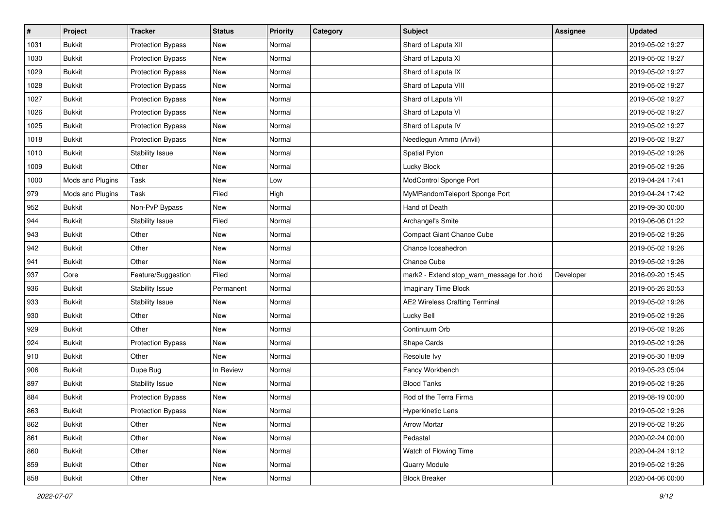| # | Project | Tracker | Status | Priority | Category | Subject | Assignee | Updated |
|---|---|---|---|---|---|---|---|---|
| 1031 | Bukkit | Protection Bypass | New | Normal | | Shard of Laputa XII | | 2019-05-02 19:27 |
| 1030 | Bukkit | Protection Bypass | New | Normal | | Shard of Laputa XI | | 2019-05-02 19:27 |
| 1029 | Bukkit | Protection Bypass | New | Normal | | Shard of Laputa IX | | 2019-05-02 19:27 |
| 1028 | Bukkit | Protection Bypass | New | Normal | | Shard of Laputa VIII | | 2019-05-02 19:27 |
| 1027 | Bukkit | Protection Bypass | New | Normal | | Shard of Laputa VII | | 2019-05-02 19:27 |
| 1026 | Bukkit | Protection Bypass | New | Normal | | Shard of Laputa VI | | 2019-05-02 19:27 |
| 1025 | Bukkit | Protection Bypass | New | Normal | | Shard of Laputa IV | | 2019-05-02 19:27 |
| 1018 | Bukkit | Protection Bypass | New | Normal | | Needlegun Ammo (Anvil) | | 2019-05-02 19:27 |
| 1010 | Bukkit | Stability Issue | New | Normal | | Spatial Pylon | | 2019-05-02 19:26 |
| 1009 | Bukkit | Other | New | Normal | | Lucky Block | | 2019-05-02 19:26 |
| 1000 | Mods and Plugins | Task | New | Low | | ModControl Sponge Port | | 2019-04-24 17:41 |
| 979 | Mods and Plugins | Task | Filed | High | | MyMRandomTeleport Sponge Port | | 2019-04-24 17:42 |
| 952 | Bukkit | Non-PvP Bypass | New | Normal | | Hand of Death | | 2019-09-30 00:00 |
| 944 | Bukkit | Stability Issue | Filed | Normal | | Archangel's Smite | | 2019-06-06 01:22 |
| 943 | Bukkit | Other | New | Normal | | Compact Giant Chance Cube | | 2019-05-02 19:26 |
| 942 | Bukkit | Other | New | Normal | | Chance Icosahedron | | 2019-05-02 19:26 |
| 941 | Bukkit | Other | New | Normal | | Chance Cube | | 2019-05-02 19:26 |
| 937 | Core | Feature/Suggestion | Filed | Normal | | mark2 - Extend stop_warn_message for .hold | Developer | 2016-09-20 15:45 |
| 936 | Bukkit | Stability Issue | Permanent | Normal | | Imaginary Time Block | | 2019-05-26 20:53 |
| 933 | Bukkit | Stability Issue | New | Normal | | AE2 Wireless Crafting Terminal | | 2019-05-02 19:26 |
| 930 | Bukkit | Other | New | Normal | | Lucky Bell | | 2019-05-02 19:26 |
| 929 | Bukkit | Other | New | Normal | | Continuum Orb | | 2019-05-02 19:26 |
| 924 | Bukkit | Protection Bypass | New | Normal | | Shape Cards | | 2019-05-02 19:26 |
| 910 | Bukkit | Other | New | Normal | | Resolute Ivy | | 2019-05-30 18:09 |
| 906 | Bukkit | Dupe Bug | In Review | Normal | | Fancy Workbench | | 2019-05-23 05:04 |
| 897 | Bukkit | Stability Issue | New | Normal | | Blood Tanks | | 2019-05-02 19:26 |
| 884 | Bukkit | Protection Bypass | New | Normal | | Rod of the Terra Firma | | 2019-08-19 00:00 |
| 863 | Bukkit | Protection Bypass | New | Normal | | Hyperkinetic Lens | | 2019-05-02 19:26 |
| 862 | Bukkit | Other | New | Normal | | Arrow Mortar | | 2019-05-02 19:26 |
| 861 | Bukkit | Other | New | Normal | | Pedastal | | 2020-02-24 00:00 |
| 860 | Bukkit | Other | New | Normal | | Watch of Flowing Time | | 2020-04-24 19:12 |
| 859 | Bukkit | Other | New | Normal | | Quarry Module | | 2019-05-02 19:26 |
| 858 | Bukkit | Other | New | Normal | | Block Breaker | | 2020-04-06 00:00 |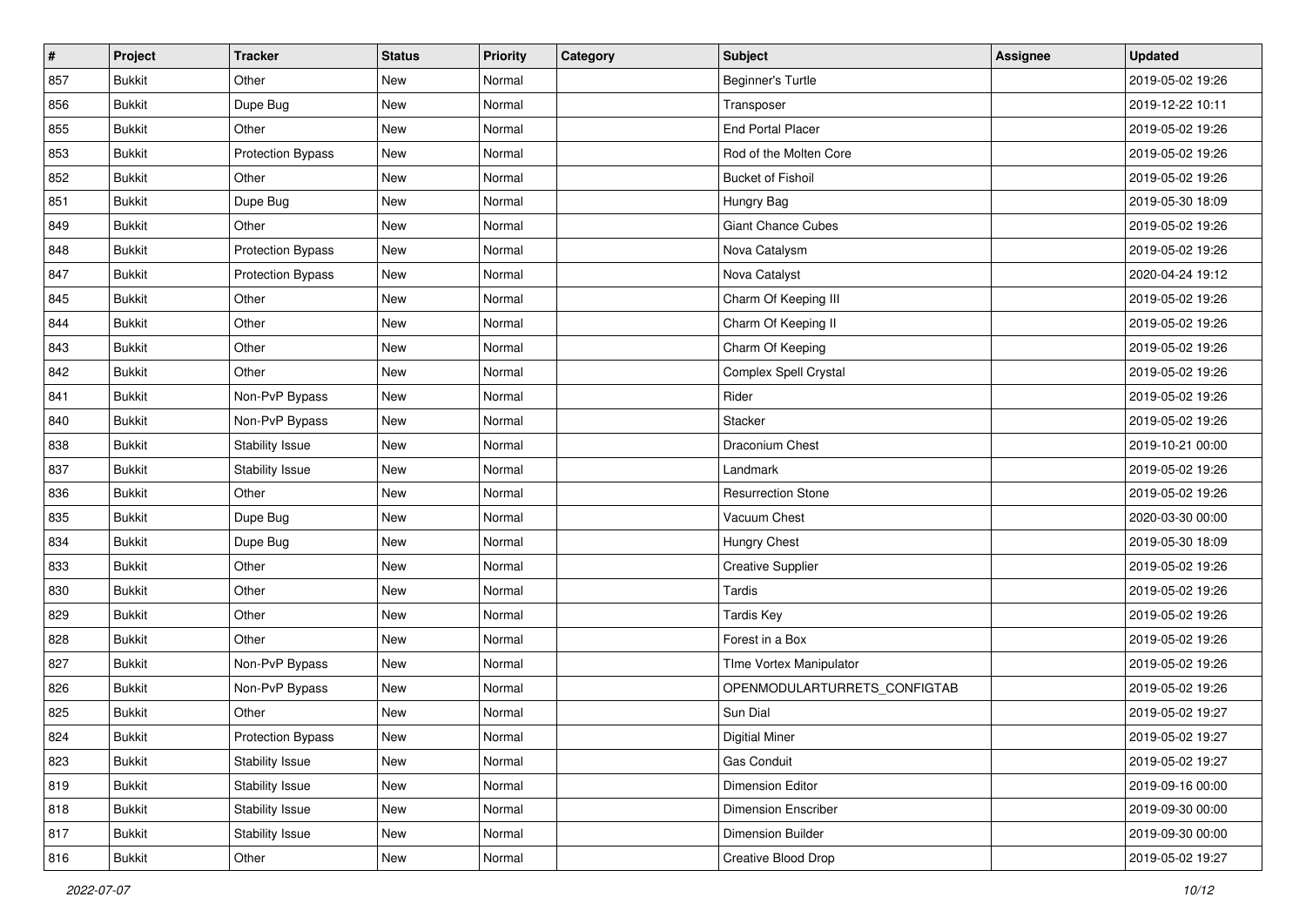| # | Project | Tracker | Status | Priority | Category | Subject | Assignee | Updated |
|---|---|---|---|---|---|---|---|---|
| 857 | Bukkit | Other | New | Normal | | Beginner's Turtle | | 2019-05-02 19:26 |
| 856 | Bukkit | Dupe Bug | New | Normal | | Transposer | | 2019-12-22 10:11 |
| 855 | Bukkit | Other | New | Normal | | End Portal Placer | | 2019-05-02 19:26 |
| 853 | Bukkit | Protection Bypass | New | Normal | | Rod of the Molten Core | | 2019-05-02 19:26 |
| 852 | Bukkit | Other | New | Normal | | Bucket of Fishoil | | 2019-05-02 19:26 |
| 851 | Bukkit | Dupe Bug | New | Normal | | Hungry Bag | | 2019-05-30 18:09 |
| 849 | Bukkit | Other | New | Normal | | Giant Chance Cubes | | 2019-05-02 19:26 |
| 848 | Bukkit | Protection Bypass | New | Normal | | Nova Catalysm | | 2019-05-02 19:26 |
| 847 | Bukkit | Protection Bypass | New | Normal | | Nova Catalyst | | 2020-04-24 19:12 |
| 845 | Bukkit | Other | New | Normal | | Charm Of Keeping III | | 2019-05-02 19:26 |
| 844 | Bukkit | Other | New | Normal | | Charm Of Keeping II | | 2019-05-02 19:26 |
| 843 | Bukkit | Other | New | Normal | | Charm Of Keeping | | 2019-05-02 19:26 |
| 842 | Bukkit | Other | New | Normal | | Complex Spell Crystal | | 2019-05-02 19:26 |
| 841 | Bukkit | Non-PvP Bypass | New | Normal | | Rider | | 2019-05-02 19:26 |
| 840 | Bukkit | Non-PvP Bypass | New | Normal | | Stacker | | 2019-05-02 19:26 |
| 838 | Bukkit | Stability Issue | New | Normal | | Draconium Chest | | 2019-10-21 00:00 |
| 837 | Bukkit | Stability Issue | New | Normal | | Landmark | | 2019-05-02 19:26 |
| 836 | Bukkit | Other | New | Normal | | Resurrection Stone | | 2019-05-02 19:26 |
| 835 | Bukkit | Dupe Bug | New | Normal | | Vacuum Chest | | 2020-03-30 00:00 |
| 834 | Bukkit | Dupe Bug | New | Normal | | Hungry Chest | | 2019-05-30 18:09 |
| 833 | Bukkit | Other | New | Normal | | Creative Supplier | | 2019-05-02 19:26 |
| 830 | Bukkit | Other | New | Normal | | Tardis | | 2019-05-02 19:26 |
| 829 | Bukkit | Other | New | Normal | | Tardis Key | | 2019-05-02 19:26 |
| 828 | Bukkit | Other | New | Normal | | Forest in a Box | | 2019-05-02 19:26 |
| 827 | Bukkit | Non-PvP Bypass | New | Normal | | TIme Vortex Manipulator | | 2019-05-02 19:26 |
| 826 | Bukkit | Non-PvP Bypass | New | Normal | | OPENMODULARTURRETS_CONFIGTAB | | 2019-05-02 19:26 |
| 825 | Bukkit | Other | New | Normal | | Sun Dial | | 2019-05-02 19:27 |
| 824 | Bukkit | Protection Bypass | New | Normal | | Digitial Miner | | 2019-05-02 19:27 |
| 823 | Bukkit | Stability Issue | New | Normal | | Gas Conduit | | 2019-05-02 19:27 |
| 819 | Bukkit | Stability Issue | New | Normal | | Dimension Editor | | 2019-09-16 00:00 |
| 818 | Bukkit | Stability Issue | New | Normal | | Dimension Enscriber | | 2019-09-30 00:00 |
| 817 | Bukkit | Stability Issue | New | Normal | | Dimension Builder | | 2019-09-30 00:00 |
| 816 | Bukkit | Other | New | Normal | | Creative Blood Drop | | 2019-05-02 19:27 |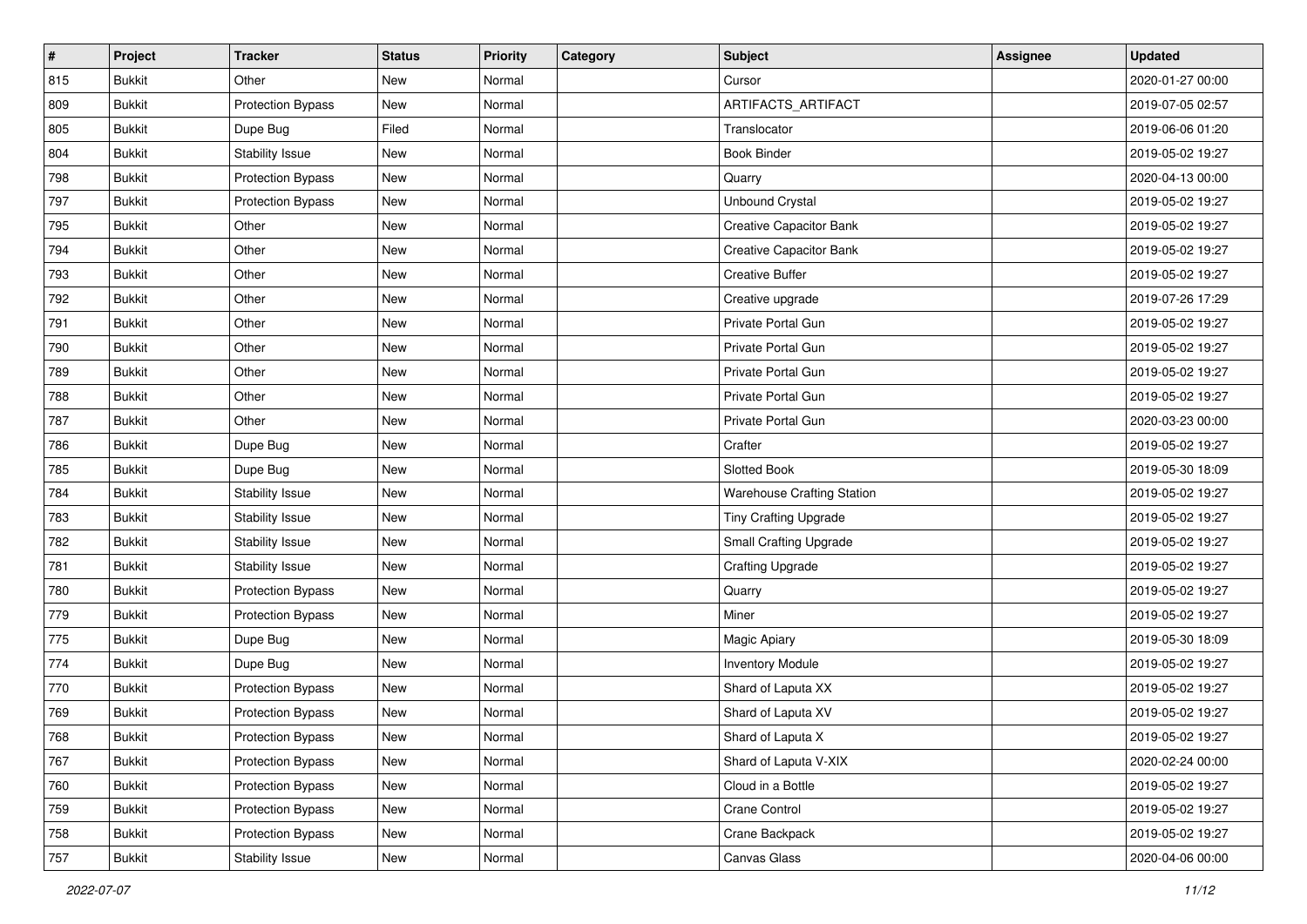| # | Project | Tracker | Status | Priority | Category | Subject | Assignee | Updated |
|---|---|---|---|---|---|---|---|---|
| 815 | Bukkit | Other | New | Normal | | Cursor | | 2020-01-27 00:00 |
| 809 | Bukkit | Protection Bypass | New | Normal | | ARTIFACTS_ARTIFACT | | 2019-07-05 02:57 |
| 805 | Bukkit | Dupe Bug | Filed | Normal | | Translocator | | 2019-06-06 01:20 |
| 804 | Bukkit | Stability Issue | New | Normal | | Book Binder | | 2019-05-02 19:27 |
| 798 | Bukkit | Protection Bypass | New | Normal | | Quarry | | 2020-04-13 00:00 |
| 797 | Bukkit | Protection Bypass | New | Normal | | Unbound Crystal | | 2019-05-02 19:27 |
| 795 | Bukkit | Other | New | Normal | | Creative Capacitor Bank | | 2019-05-02 19:27 |
| 794 | Bukkit | Other | New | Normal | | Creative Capacitor Bank | | 2019-05-02 19:27 |
| 793 | Bukkit | Other | New | Normal | | Creative Buffer | | 2019-05-02 19:27 |
| 792 | Bukkit | Other | New | Normal | | Creative upgrade | | 2019-07-26 17:29 |
| 791 | Bukkit | Other | New | Normal | | Private Portal Gun | | 2019-05-02 19:27 |
| 790 | Bukkit | Other | New | Normal | | Private Portal Gun | | 2019-05-02 19:27 |
| 789 | Bukkit | Other | New | Normal | | Private Portal Gun | | 2019-05-02 19:27 |
| 788 | Bukkit | Other | New | Normal | | Private Portal Gun | | 2019-05-02 19:27 |
| 787 | Bukkit | Other | New | Normal | | Private Portal Gun | | 2020-03-23 00:00 |
| 786 | Bukkit | Dupe Bug | New | Normal | | Crafter | | 2019-05-02 19:27 |
| 785 | Bukkit | Dupe Bug | New | Normal | | Slotted Book | | 2019-05-30 18:09 |
| 784 | Bukkit | Stability Issue | New | Normal | | Warehouse Crafting Station | | 2019-05-02 19:27 |
| 783 | Bukkit | Stability Issue | New | Normal | | Tiny Crafting Upgrade | | 2019-05-02 19:27 |
| 782 | Bukkit | Stability Issue | New | Normal | | Small Crafting Upgrade | | 2019-05-02 19:27 |
| 781 | Bukkit | Stability Issue | New | Normal | | Crafting Upgrade | | 2019-05-02 19:27 |
| 780 | Bukkit | Protection Bypass | New | Normal | | Quarry | | 2019-05-02 19:27 |
| 779 | Bukkit | Protection Bypass | New | Normal | | Miner | | 2019-05-02 19:27 |
| 775 | Bukkit | Dupe Bug | New | Normal | | Magic Apiary | | 2019-05-30 18:09 |
| 774 | Bukkit | Dupe Bug | New | Normal | | Inventory Module | | 2019-05-02 19:27 |
| 770 | Bukkit | Protection Bypass | New | Normal | | Shard of Laputa XX | | 2019-05-02 19:27 |
| 769 | Bukkit | Protection Bypass | New | Normal | | Shard of Laputa XV | | 2019-05-02 19:27 |
| 768 | Bukkit | Protection Bypass | New | Normal | | Shard of Laputa X | | 2019-05-02 19:27 |
| 767 | Bukkit | Protection Bypass | New | Normal | | Shard of Laputa V-XIX | | 2020-02-24 00:00 |
| 760 | Bukkit | Protection Bypass | New | Normal | | Cloud in a Bottle | | 2019-05-02 19:27 |
| 759 | Bukkit | Protection Bypass | New | Normal | | Crane Control | | 2019-05-02 19:27 |
| 758 | Bukkit | Protection Bypass | New | Normal | | Crane Backpack | | 2019-05-02 19:27 |
| 757 | Bukkit | Stability Issue | New | Normal | | Canvas Glass | | 2020-04-06 00:00 |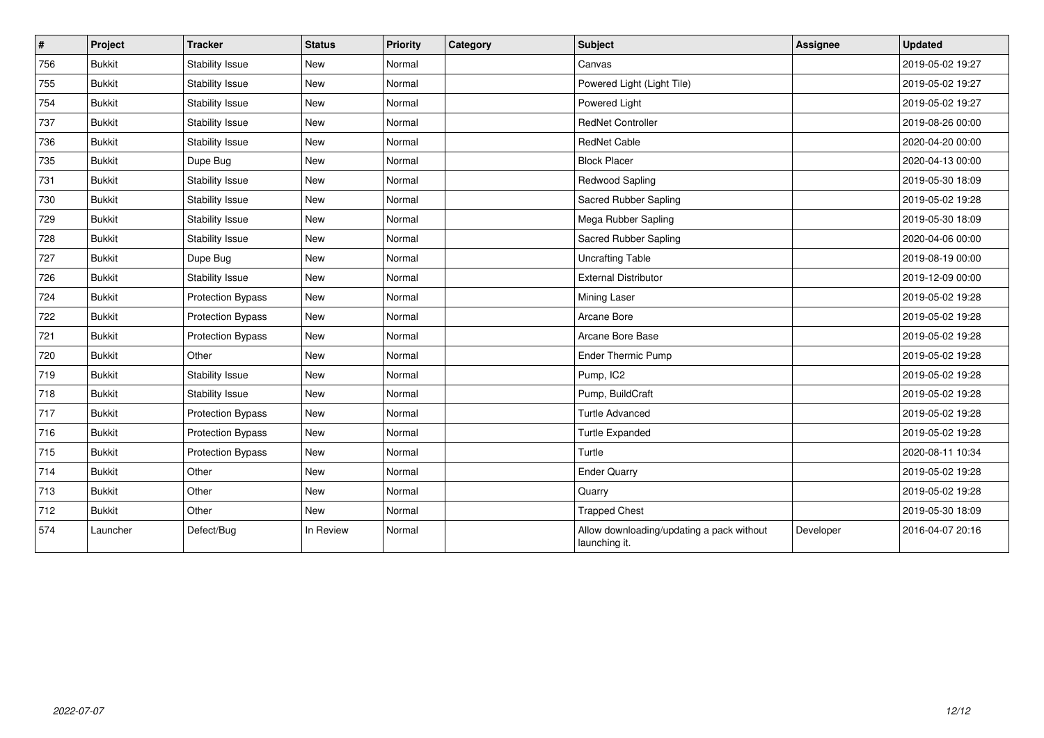| # | Project | Tracker | Status | Priority | Category | Subject | Assignee | Updated |
|---|---|---|---|---|---|---|---|---|
| 756 | Bukkit | Stability Issue | New | Normal | | Canvas | | 2019-05-02 19:27 |
| 755 | Bukkit | Stability Issue | New | Normal | | Powered Light (Light Tile) | | 2019-05-02 19:27 |
| 754 | Bukkit | Stability Issue | New | Normal | | Powered Light | | 2019-05-02 19:27 |
| 737 | Bukkit | Stability Issue | New | Normal | | RedNet Controller | | 2019-08-26 00:00 |
| 736 | Bukkit | Stability Issue | New | Normal | | RedNet Cable | | 2020-04-20 00:00 |
| 735 | Bukkit | Dupe Bug | New | Normal | | Block Placer | | 2020-04-13 00:00 |
| 731 | Bukkit | Stability Issue | New | Normal | | Redwood Sapling | | 2019-05-30 18:09 |
| 730 | Bukkit | Stability Issue | New | Normal | | Sacred Rubber Sapling | | 2019-05-02 19:28 |
| 729 | Bukkit | Stability Issue | New | Normal | | Mega Rubber Sapling | | 2019-05-30 18:09 |
| 728 | Bukkit | Stability Issue | New | Normal | | Sacred Rubber Sapling | | 2020-04-06 00:00 |
| 727 | Bukkit | Dupe Bug | New | Normal | | Uncrafting Table | | 2019-08-19 00:00 |
| 726 | Bukkit | Stability Issue | New | Normal | | External Distributor | | 2019-12-09 00:00 |
| 724 | Bukkit | Protection Bypass | New | Normal | | Mining Laser | | 2019-05-02 19:28 |
| 722 | Bukkit | Protection Bypass | New | Normal | | Arcane Bore | | 2019-05-02 19:28 |
| 721 | Bukkit | Protection Bypass | New | Normal | | Arcane Bore Base | | 2019-05-02 19:28 |
| 720 | Bukkit | Other | New | Normal | | Ender Thermic Pump | | 2019-05-02 19:28 |
| 719 | Bukkit | Stability Issue | New | Normal | | Pump, IC2 | | 2019-05-02 19:28 |
| 718 | Bukkit | Stability Issue | New | Normal | | Pump, BuildCraft | | 2019-05-02 19:28 |
| 717 | Bukkit | Protection Bypass | New | Normal | | Turtle Advanced | | 2019-05-02 19:28 |
| 716 | Bukkit | Protection Bypass | New | Normal | | Turtle Expanded | | 2019-05-02 19:28 |
| 715 | Bukkit | Protection Bypass | New | Normal | | Turtle | | 2020-08-11 10:34 |
| 714 | Bukkit | Other | New | Normal | | Ender Quarry | | 2019-05-02 19:28 |
| 713 | Bukkit | Other | New | Normal | | Quarry | | 2019-05-02 19:28 |
| 712 | Bukkit | Other | New | Normal | | Trapped Chest | | 2019-05-30 18:09 |
| 574 | Launcher | Defect/Bug | In Review | Normal | | Allow downloading/updating a pack without launching it. | Developer | 2016-04-07 20:16 |